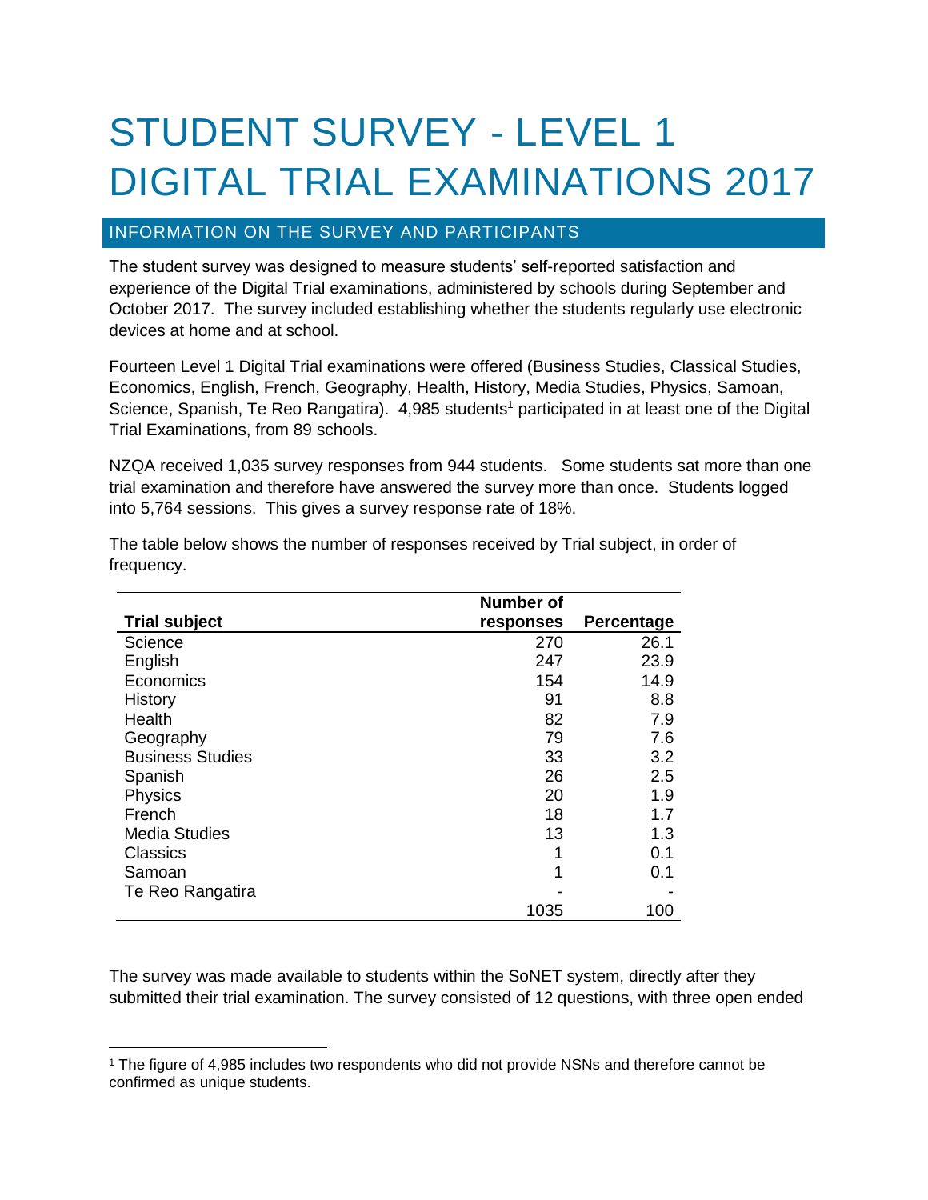# STUDENT SURVEY - LEVEL 1 DIGITAL TRIAL EXAMINATIONS 2017

## INFORMATION ON THE SURVEY AND PARTICIPANTS

The student survey was designed to measure students' self-reported satisfaction and experience of the Digital Trial examinations, administered by schools during September and October 2017. The survey included establishing whether the students regularly use electronic devices at home and at school.

Fourteen Level 1 Digital Trial examinations were offered (Business Studies, Classical Studies, Economics, English, French, Geography, Health, History, Media Studies, Physics, Samoan, Science, Spanish, Te Reo Rangatira). 4,985 students[1] participated in at least one of the Digital Trial Examinations, from 89 schools.

NZQA received 1,035 survey responses from 944 students. Some students sat more than one trial examination and therefore have answered the survey more than once. Students logged into 5,764 sessions. This gives a survey response rate of 18%.

The table below shows the number of responses received by Trial subject, in order of frequency.

| Trial subject | Number of responses | Percentage |
|---|---|---|
| Science | 270 | 26.1 |
| English | 247 | 23.9 |
| Economics | 154 | 14.9 |
| History | 91 | 8.8 |
| Health | 82 | 7.9 |
| Geography | 79 | 7.6 |
| Business Studies | 33 | 3.2 |
| Spanish | 26 | 2.5 |
| Physics | 20 | 1.9 |
| French | 18 | 1.7 |
| Media Studies | 13 | 1.3 |
| Classics | 1 | 0.1 |
| Samoan | 1 | 0.1 |
| Te Reo Rangatira | - | - |
| | 1035 | 100 |

The survey was made available to students within the SoNET system, directly after they submitted their trial examination. The survey consisted of 12 questions, with three open ended

[1] The figure of 4,985 includes two respondents who did not provide NSNs and therefore cannot be confirmed as unique students.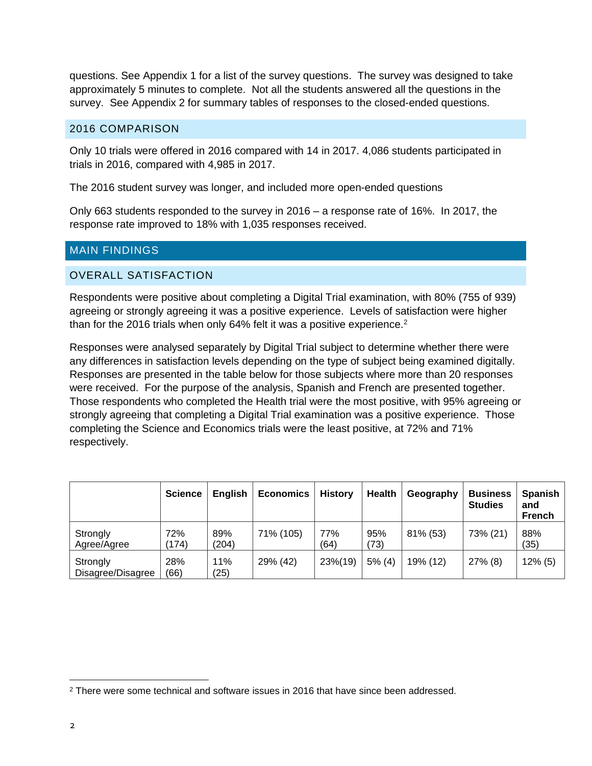questions. See Appendix 1 for a list of the survey questions. The survey was designed to take approximately 5 minutes to complete. Not all the students answered all the questions in the survey. See Appendix 2 for summary tables of responses to the closed-ended questions.

## 2016 COMPARISON

Only 10 trials were offered in 2016 compared with 14 in 2017. 4,086 students participated in trials in 2016, compared with 4,985 in 2017.

The 2016 student survey was longer, and included more open-ended questions

Only 663 students responded to the survey in 2016 – a response rate of 16%. In 2017, the response rate improved to 18% with 1,035 responses received.

# MAIN FINDINGS

## OVERALL SATISFACTION

Respondents were positive about completing a Digital Trial examination, with 80% (755 of 939) agreeing or strongly agreeing it was a positive experience. Levels of satisfaction were higher than for the 2016 trials when only 64% felt it was a positive experience.[2]

Responses were analysed separately by Digital Trial subject to determine whether there were any differences in satisfaction levels depending on the type of subject being examined digitally. Responses are presented in the table below for those subjects where more than 20 responses were received. For the purpose of the analysis, Spanish and French are presented together. Those respondents who completed the Health trial were the most positive, with 95% agreeing or strongly agreeing that completing a Digital Trial examination was a positive experience. Those completing the Science and Economics trials were the least positive, at 72% and 71% respectively.

| | Science | English | Economics | History | Health | Geography | Business Studies | Spanish and French |
|---|---|---|---|---|---|---|---|---|
| Strongly Agree/Agree | 72% (174) | 89% (204) | 71% (105) | 77% (64) | 95% (73) | 81% (53) | 73% (21) | 88% (35) |
| Strongly Disagree/Disagree | 28% (66) | 11% (25) | 29% (42) | 23%(19) | 5% (4) | 19% (12) | 27% (8) | 12% (5) |

[2] There were some technical and software issues in 2016 that have since been addressed.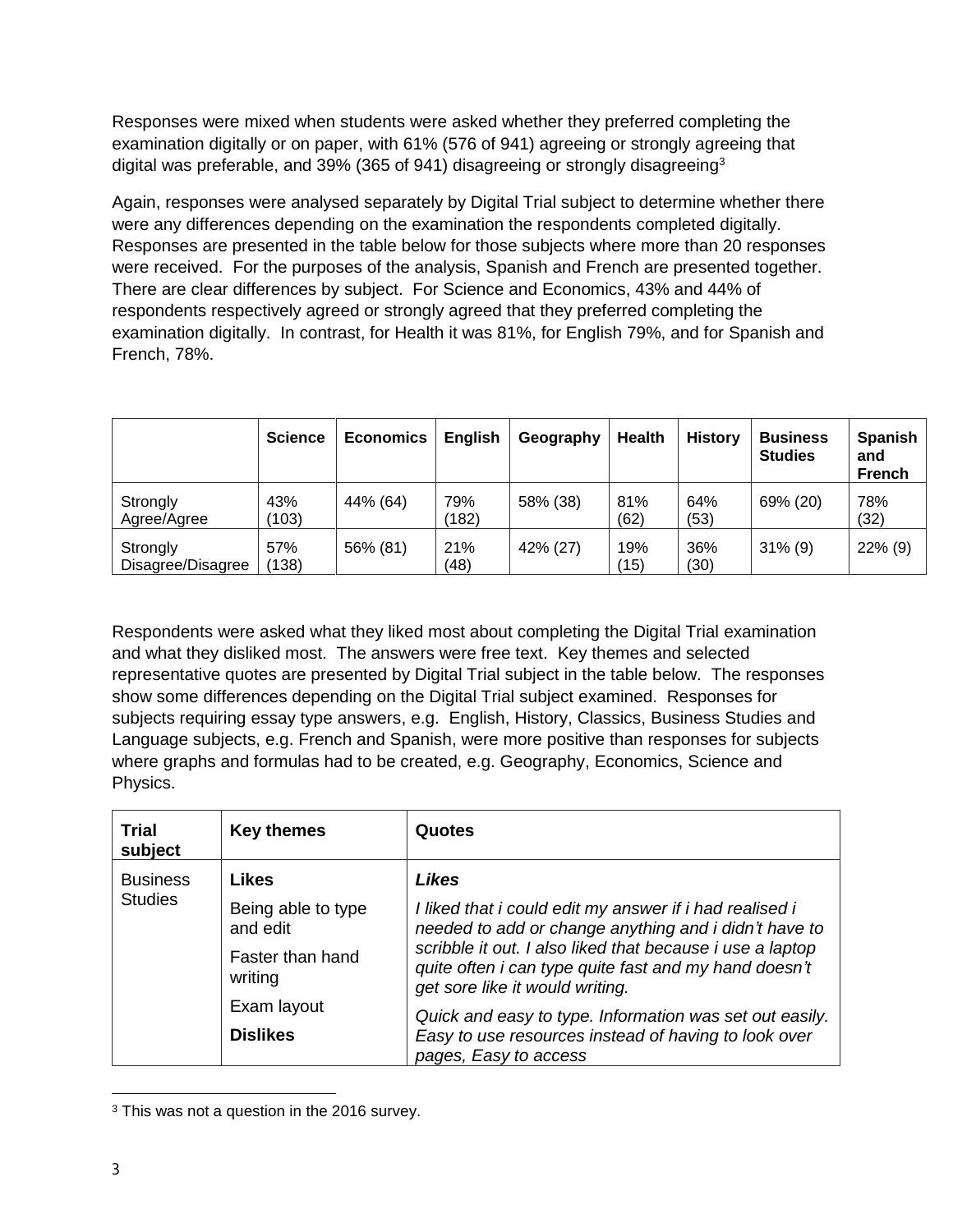Responses were mixed when students were asked whether they preferred completing the examination digitally or on paper, with 61% (576 of 941) agreeing or strongly agreeing that digital was preferable, and 39% (365 of 941) disagreeing or strongly disagreeing[3]

Again, responses were analysed separately by Digital Trial subject to determine whether there were any differences depending on the examination the respondents completed digitally. Responses are presented in the table below for those subjects where more than 20 responses were received. For the purposes of the analysis, Spanish and French are presented together. There are clear differences by subject. For Science and Economics, 43% and 44% of respondents respectively agreed or strongly agreed that they preferred completing the examination digitally. In contrast, for Health it was 81%, for English 79%, and for Spanish and French, 78%.

| | **Science** | **Economics** | **English** | **Geography** | **Health** | **History** | **Business Studies** | **Spanish and French** |
|---|---|---|---|---|---|---|---|---|
| Strongly Agree/Agree | 43% (103) | 44% (64) | 79% (182) | 58% (38) | 81% (62) | 64% (53) | 69% (20) | 78% (32) |
| Strongly Disagree/Disagree | 57% (138) | 56% (81) | 21% (48) | 42% (27) | 19% (15) | 36% (30) | 31% (9) | 22% (9) |

Respondents were asked what they liked most about completing the Digital Trial examination and what they disliked most. The answers were free text. Key themes and selected representative quotes are presented by Digital Trial subject in the table below. The responses show some differences depending on the Digital Trial subject examined. Responses for subjects requiring essay type answers, e.g. English, History, Classics, Business Studies and Language subjects, e.g. French and Spanish, were more positive than responses for subjects where graphs and formulas had to be created, e.g. Geography, Economics, Science and Physics.

| **Trial subject** | **Key themes** | **Quotes** |
|---|---|---|
| Business Studies | **Likes**<br><br>Being able to type and edit<br><br>Faster than hand writing<br><br>Exam layout<br><br>**Dislikes** | ***Likes***<br><br>*I liked that i could edit my answer if i had realised i needed to add or change anything and i didn't have to scribble it out. I also liked that because i use a laptop quite often i can type quite fast and my hand doesn't get sore like it would writing.*<br><br>*Quick and easy to type. Information was set out easily. Easy to use resources instead of having to look over pages, Easy to access* |

[3] This was not a question in the 2016 survey.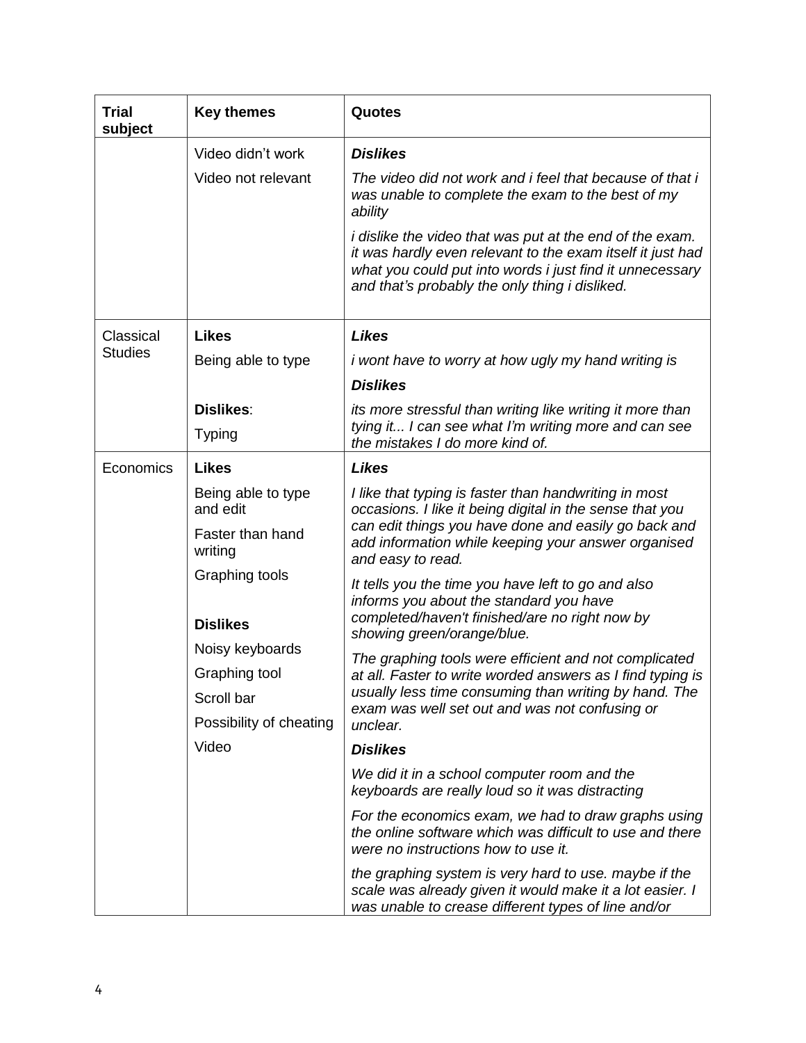| Trial subject | Key themes | Quotes |
|---|---|---|
| | Video didn't work<br>Video not relevant | ***Dislikes***<br>*The video did not work and i feel that because of that i was unable to complete the exam to the best of my ability*<br>*i dislike the video that was put at the end of the exam. it was hardly even relevant to the exam itself it just had what you could put into words i just find it unnecessary and that's probably the only thing i disliked.* |
| Classical Studies | **Likes**<br>Being able to type<br><br>**Dislikes**:<br>Typing | ***Likes***<br>*i wont have to worry at how ugly my hand writing is*<br>***Dislikes***<br>*its more stressful than writing like writing it more than tying it... I can see what I'm writing more and can see the mistakes I do more kind of.* |
| Economics | **Likes**<br>Being able to type and edit<br>Faster than hand writing<br>Graphing tools<br><br>**Dislikes**<br>Noisy keyboards<br>Graphing tool<br>Scroll bar<br>Possibility of cheating<br>Video | ***Likes***<br>*I like that typing is faster than handwriting in most occasions. I like it being digital in the sense that you can edit things you have done and easily go back and add information while keeping your answer organised and easy to read.*<br>*It tells you the time you have left to go and also informs you about the standard you have completed/haven't finished/are no right now by showing green/orange/blue.*<br>*The graphing tools were efficient and not complicated at all. Faster to write worded answers as I find typing is usually less time consuming than writing by hand. The exam was well set out and was not confusing or unclear.*<br>***Dislikes***<br>*We did it in a school computer room and the keyboards are really loud so it was distracting*<br>*For the economics exam, we had to draw graphs using the online software which was difficult to use and there were no instructions how to use it.*<br>*the graphing system is very hard to use. maybe if the scale was already given it would make it a lot easier. I was unable to crease different types of line and/or* |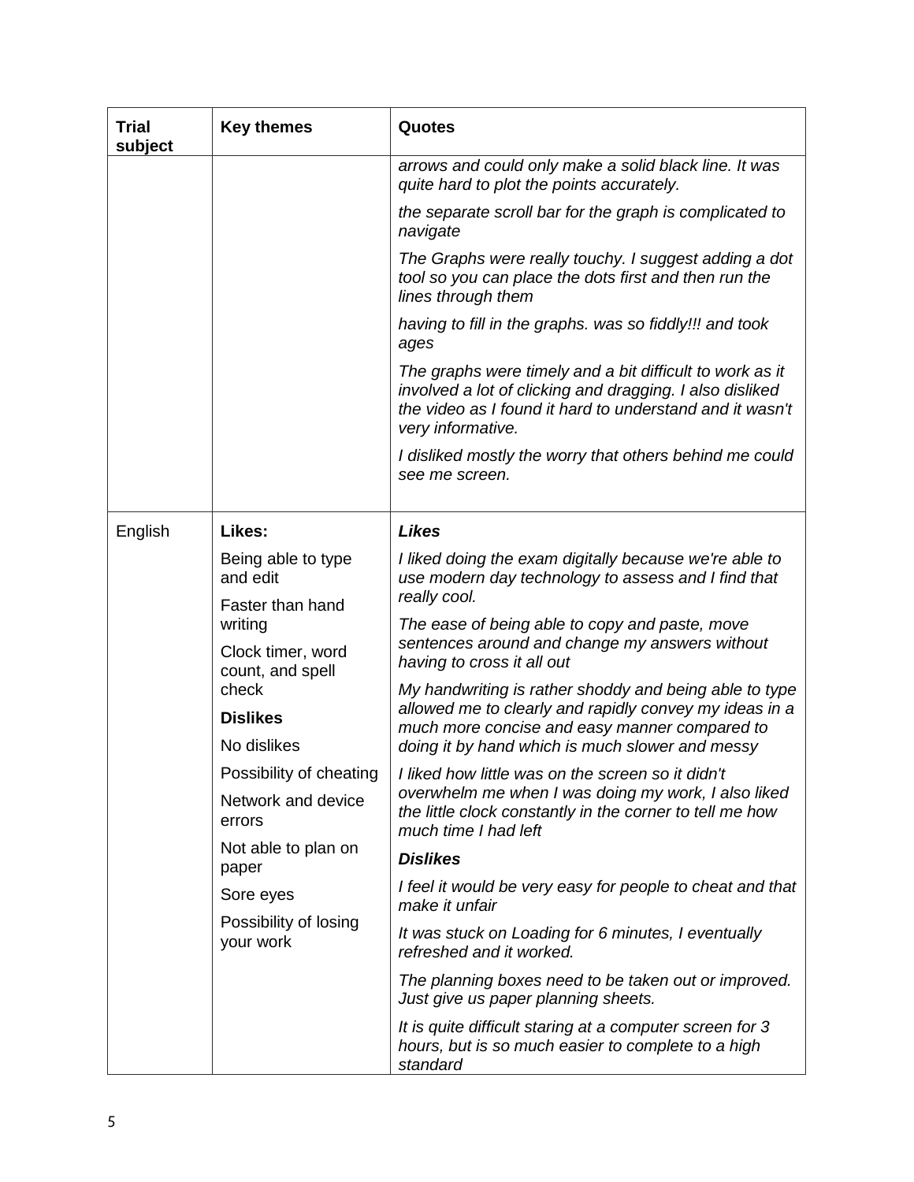| Trial subject | Key themes | Quotes |
|---|---|---|
| | | *arrows and could only make a solid black line. It was quite hard to plot the points accurately.*<br><br>*the separate scroll bar for the graph is complicated to navigate*<br><br>*The Graphs were really touchy. I suggest adding a dot tool so you can place the dots first and then run the lines through them*<br><br>*having to fill in the graphs. was so fiddly!!! and took ages*<br><br>*The graphs were timely and a bit difficult to work as it involved a lot of clicking and dragging. I also disliked the video as I found it hard to understand and it wasn't very informative.*<br><br>*I disliked mostly the worry that others behind me could see me screen.* |
| English | **Likes:**<br><br>Being able to type and edit<br><br>Faster than hand writing<br><br>Clock timer, word count, and spell check<br><br>**Dislikes**<br><br>No dislikes<br><br>Possibility of cheating<br><br>Network and device errors<br><br>Not able to plan on paper<br><br>Sore eyes<br><br>Possibility of losing your work | ***Likes***<br><br>*I liked doing the exam digitally because we're able to use modern day technology to assess and I find that really cool.*<br><br>*The ease of being able to copy and paste, move sentences around and change my answers without having to cross it all out*<br><br>*My handwriting is rather shoddy and being able to type allowed me to clearly and rapidly convey my ideas in a much more concise and easy manner compared to doing it by hand which is much slower and messy*<br><br>*I liked how little was on the screen so it didn't overwhelm me when I was doing my work, I also liked the little clock constantly in the corner to tell me how much time I had left*<br><br>***Dislikes***<br><br>*I feel it would be very easy for people to cheat and that make it unfair*<br><br>*It was stuck on Loading for 6 minutes, I eventually refreshed and it worked.*<br><br>*The planning boxes need to be taken out or improved. Just give us paper planning sheets.*<br><br>*It is quite difficult staring at a computer screen for 3 hours, but is so much easier to complete to a high standard* |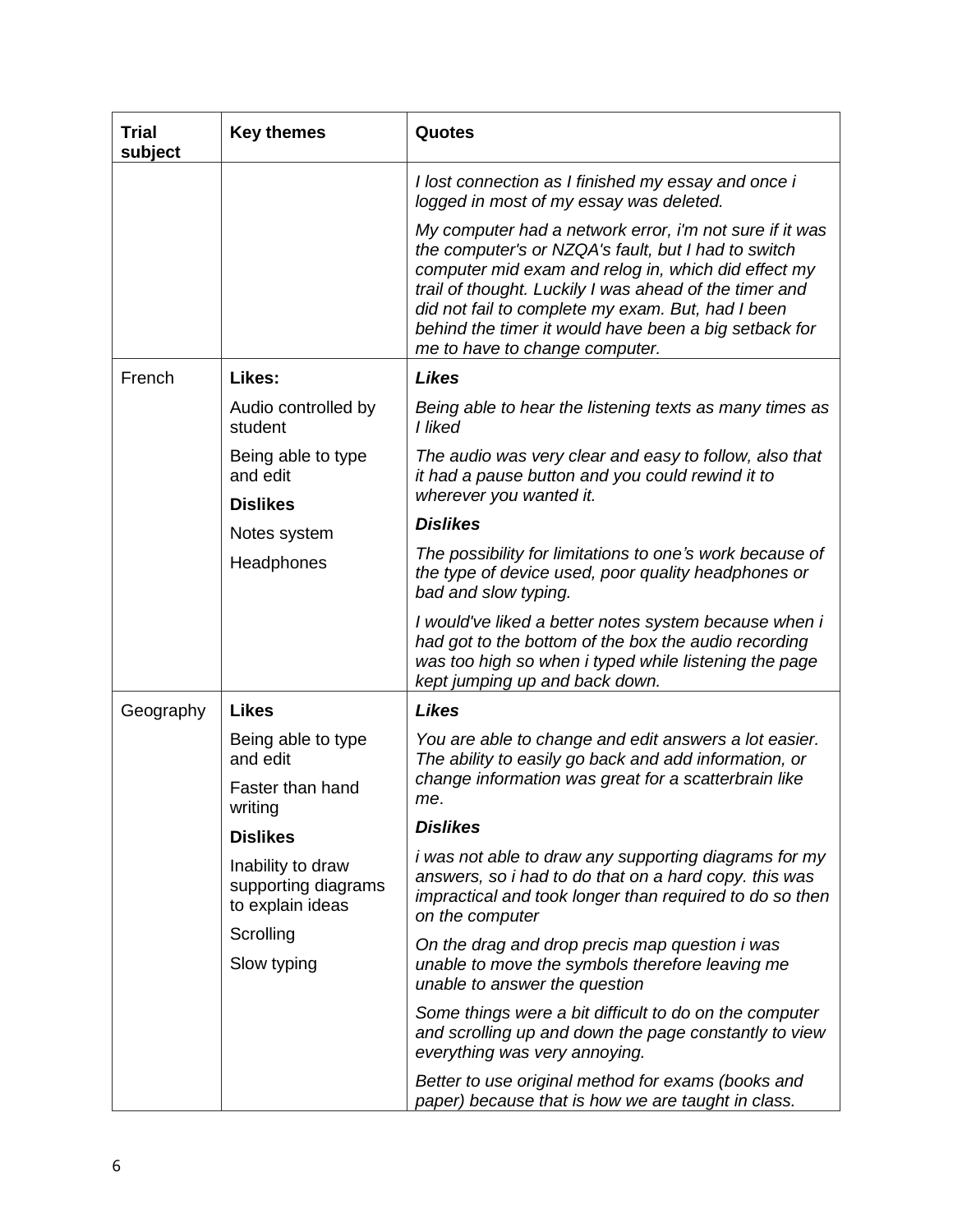| Trial subject | Key themes | Quotes |
|---|---|---|
| | | *I lost connection as I finished my essay and once i logged in most of my essay was deleted.*<br><br>*My computer had a network error, i'm not sure if it was the computer's or NZQA's fault, but I had to switch computer mid exam and relog in, which did effect my trail of thought. Luckily I was ahead of the timer and did not fail to complete my exam. But, had I been behind the timer it would have been a big setback for me to have to change computer.* |
| French | **Likes:**<br><br>Audio controlled by student<br><br>Being able to type and edit<br><br>**Dislikes**<br><br>Notes system<br><br>Headphones | ***Likes***<br><br>*Being able to hear the listening texts as many times as I liked*<br><br>*The audio was very clear and easy to follow, also that it had a pause button and you could rewind it to wherever you wanted it.*<br><br>***Dislikes***<br><br>*The possibility for limitations to one's work because of the type of device used, poor quality headphones or bad and slow typing.*<br><br>*I would've liked a better notes system because when i had got to the bottom of the box the audio recording was too high so when i typed while listening the page kept jumping up and back down.* |
| Geography | **Likes**<br><br>Being able to type and edit<br><br>Faster than hand writing<br><br>**Dislikes**<br><br>Inability to draw supporting diagrams to explain ideas<br><br>Scrolling<br><br>Slow typing | ***Likes***<br><br>*You are able to change and edit answers a lot easier. The ability to easily go back and add information, or change information was great for a scatterbrain like me*.<br><br>***Dislikes***<br><br>*i was not able to draw any supporting diagrams for my answers, so i had to do that on a hard copy. this was impractical and took longer than required to do so then on the computer*<br><br>*On the drag and drop precis map question i was unable to move the symbols therefore leaving me unable to answer the question*<br><br>*Some things were a bit difficult to do on the computer and scrolling up and down the page constantly to view everything was very annoying.*<br><br>*Better to use original method for exams (books and paper) because that is how we are taught in class.* |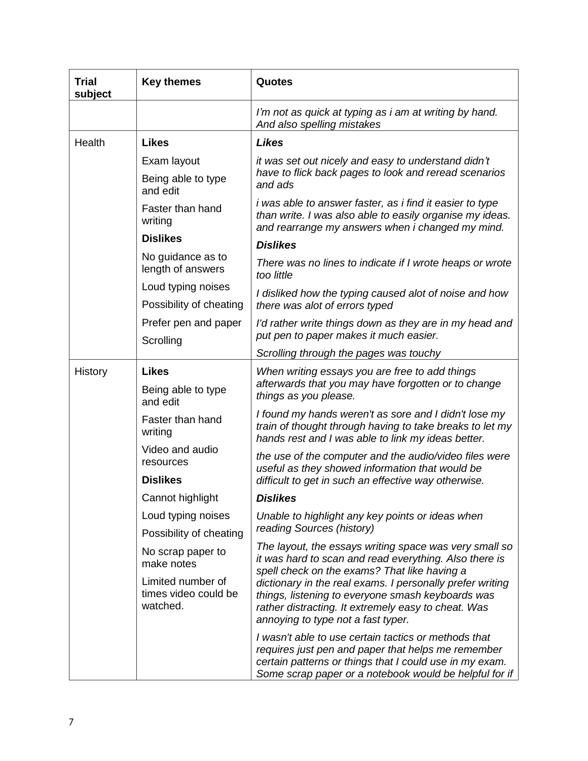| Trial subject | Key themes | Quotes |
|---|---|---|
| | | *I'm not as quick at typing as i am at writing by hand. And also spelling mistakes* |
| Health | **Likes**<br><br>Exam layout<br><br>Being able to type and edit<br><br>Faster than hand writing<br><br>**Dislikes**<br><br>No guidance as to length of answers<br><br>Loud typing noises<br><br>Possibility of cheating<br><br>Prefer pen and paper<br><br>Scrolling | ***Likes***<br><br>*it was set out nicely and easy to understand didn't have to flick back pages to look and reread scenarios and ads*<br><br>*i was able to answer faster, as i find it easier to type than write. I was also able to easily organise my ideas. and rearrange my answers when i changed my mind.*<br><br>***Dislikes***<br><br>*There was no lines to indicate if I wrote heaps or wrote too little*<br><br>*I disliked how the typing caused alot of noise and how there was alot of errors typed*<br><br>*I'd rather write things down as they are in my head and put pen to paper makes it much easier.*<br><br>*Scrolling through the pages was touchy* |
| History | **Likes**<br><br>Being able to type and edit<br><br>Faster than hand writing<br><br>Video and audio resources<br><br>**Dislikes**<br><br>Cannot highlight<br><br>Loud typing noises<br><br>Possibility of cheating<br><br>No scrap paper to make notes<br><br>Limited number of times video could be watched. | *When writing essays you are free to add things afterwards that you may have forgotten or to change things as you please.*<br><br>*I found my hands weren't as sore and I didn't lose my train of thought through having to take breaks to let my hands rest and I was able to link my ideas better.*<br><br>*the use of the computer and the audio/video files were useful as they showed information that would be difficult to get in such an effective way otherwise.*<br><br>***Dislikes***<br><br>*Unable to highlight any key points or ideas when reading Sources (history)*<br><br>*The layout, the essays writing space was very small so it was hard to scan and read everything. Also there is spell check on the exams? That like having a dictionary in the real exams. I personally prefer writing things, listening to everyone smash keyboards was rather distracting. It extremely easy to cheat. Was annoying to type not a fast typer.*<br><br>*I wasn't able to use certain tactics or methods that requires just pen and paper that helps me remember certain patterns or things that I could use in my exam. Some scrap paper or a notebook would be helpful for if* |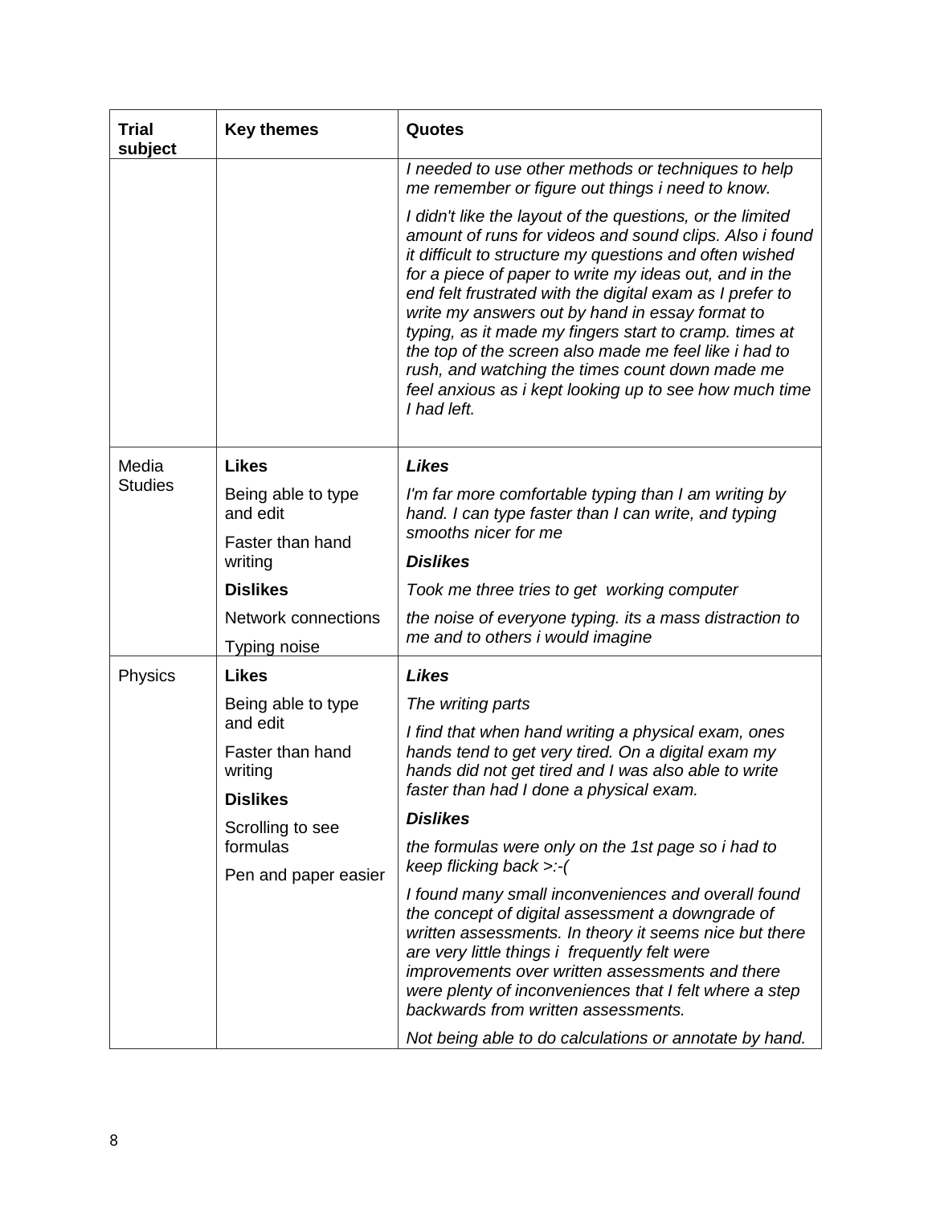| Trial subject | Key themes | Quotes |
|---|---|---|
| | | *I needed to use other methods or techniques to help me remember or figure out things i need to know.*<br><br>*I didn't like the layout of the questions, or the limited amount of runs for videos and sound clips. Also i found it difficult to structure my questions and often wished for a piece of paper to write my ideas out, and in the end felt frustrated with the digital exam as I prefer to write my answers out by hand in essay format to typing, as it made my fingers start to cramp. times at the top of the screen also made me feel like i had to rush, and watching the times count down made me feel anxious as i kept looking up to see how much time I had left.* |
| Media Studies | **Likes**<br><br>Being able to type and edit<br><br>Faster than hand writing<br><br>**Dislikes**<br><br>Network connections<br><br>Typing noise | ***Likes***<br><br>*I'm far more comfortable typing than I am writing by hand. I can type faster than I can write, and typing smooths nicer for me*<br><br>***Dislikes***<br><br>*Took me three tries to get working computer*<br><br>*the noise of everyone typing. its a mass distraction to me and to others i would imagine* |
| Physics | **Likes**<br><br>Being able to type and edit<br><br>Faster than hand writing<br><br>**Dislikes**<br><br>Scrolling to see formulas<br><br>Pen and paper easier | ***Likes***<br><br>*The writing parts*<br><br>*I find that when hand writing a physical exam, ones hands tend to get very tired. On a digital exam my hands did not get tired and I was also able to write faster than had I done a physical exam.*<br><br>***Dislikes***<br><br>*the formulas were only on the 1st page so i had to keep flicking back >:-(*<br><br>*I found many small inconveniences and overall found the concept of digital assessment a downgrade of written assessments. In theory it seems nice but there are very little things i frequently felt were improvements over written assessments and there were plenty of inconveniences that I felt where a step backwards from written assessments.*<br><br>*Not being able to do calculations or annotate by hand.* |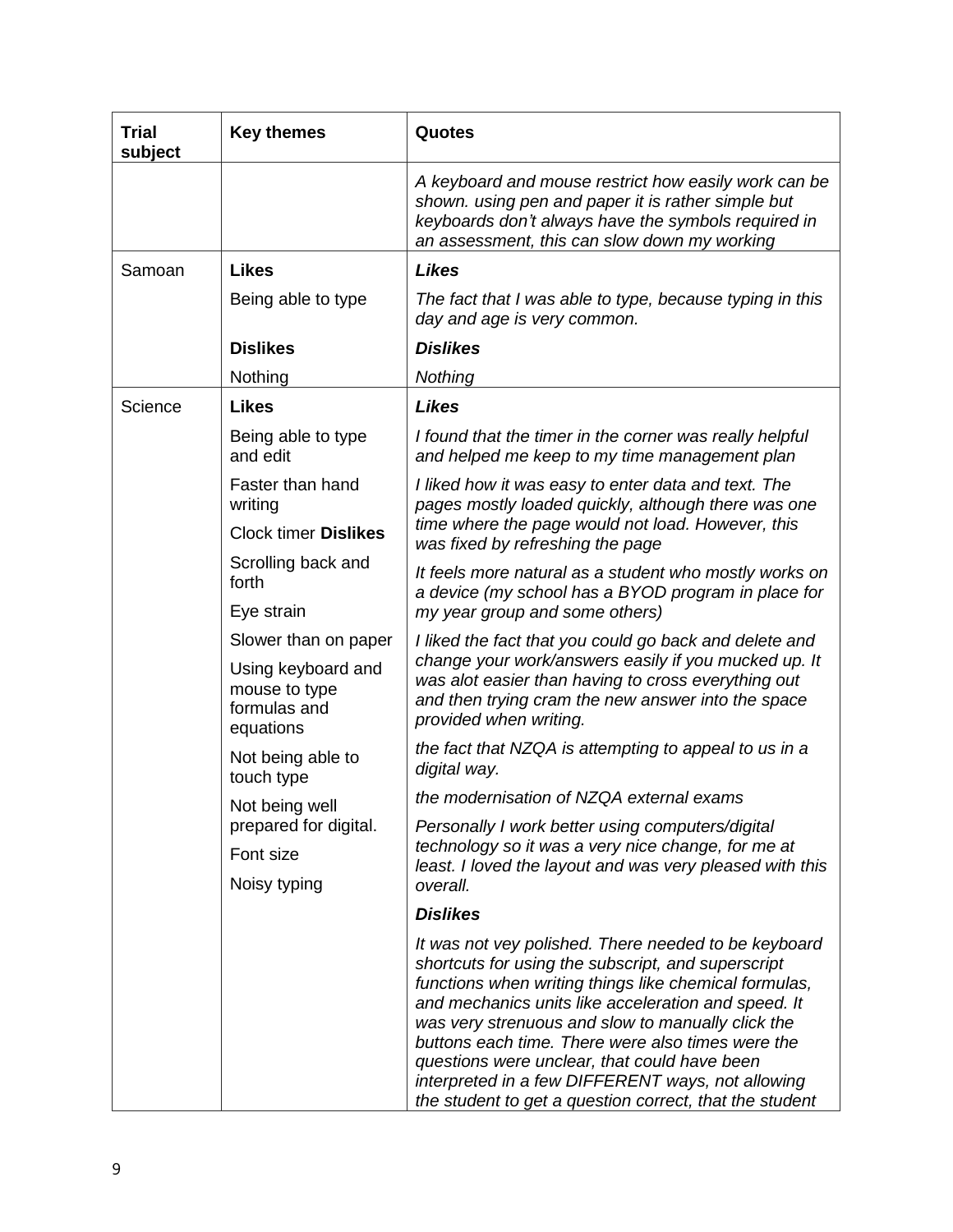| Trial subject | Key themes | Quotes |
|---|---|---|
| | | *A keyboard and mouse restrict how easily work can be shown. using pen and paper it is rather simple but keyboards don't always have the symbols required in an assessment, this can slow down my working* |
| Samoan | **Likes**<br>Being able to type<br>**Dislikes**<br>Nothing | ***Likes***<br>*The fact that I was able to type, because typing in this day and age is very common.*<br>***Dislikes***<br>*Nothing* |
| Science | **Likes**<br>Being able to type and edit<br>Faster than hand writing<br>Clock timer **Dislikes**<br>Scrolling back and forth<br>Eye strain<br>Slower than on paper<br>Using keyboard and mouse to type formulas and equations<br>Not being able to touch type<br>Not being well prepared for digital.<br>Font size<br>Noisy typing | ***Likes***<br>*I found that the timer in the corner was really helpful and helped me keep to my time management plan*<br>*I liked how it was easy to enter data and text. The pages mostly loaded quickly, although there was one time where the page would not load. However, this was fixed by refreshing the page*<br>*It feels more natural as a student who mostly works on a device (my school has a BYOD program in place for my year group and some others)*<br>*I liked the fact that you could go back and delete and change your work/answers easily if you mucked up. It was alot easier than having to cross everything out and then trying cram the new answer into the space provided when writing.*<br>*the fact that NZQA is attempting to appeal to us in a digital way.*<br>*the modernisation of NZQA external exams*<br>*Personally I work better using computers/digital technology so it was a very nice change, for me at least. I loved the layout and was very pleased with this overall.*<br>***Dislikes***<br>*It was not vey polished. There needed to be keyboard shortcuts for using the subscript, and superscript functions when writing things like chemical formulas, and mechanics units like acceleration and speed. It was very strenuous and slow to manually click the buttons each time. There were also times were the questions were unclear, that could have been interpreted in a few DIFFERENT ways, not allowing the student to get a question correct, that the student* |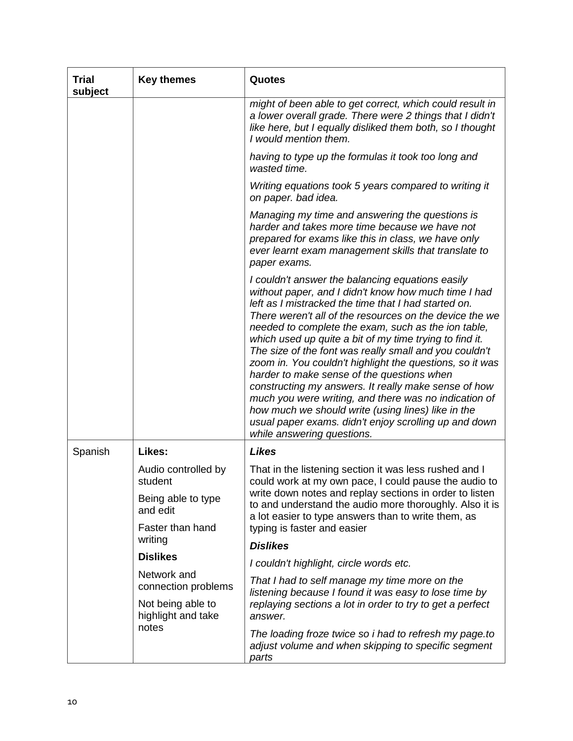| Trial subject | Key themes | Quotes |
|---|---|---|
| | | *might of been able to get correct, which could result in a lower overall grade. There were 2 things that I didn't like here, but I equally disliked them both, so I thought I would mention them.*<br><br>*having to type up the formulas it took too long and wasted time.*<br><br>*Writing equations took 5 years compared to writing it on paper. bad idea.*<br><br>*Managing my time and answering the questions is harder and takes more time because we have not prepared for exams like this in class, we have only ever learnt exam management skills that translate to paper exams.*<br><br>*I couldn't answer the balancing equations easily without paper, and I didn't know how much time I had left as I mistracked the time that I had started on. There weren't all of the resources on the device the we needed to complete the exam, such as the ion table, which used up quite a bit of my time trying to find it. The size of the font was really small and you couldn't zoom in. You couldn't highlight the questions, so it was harder to make sense of the questions when constructing my answers. It really make sense of how much you were writing, and there was no indication of how much we should write (using lines) like in the usual paper exams. didn't enjoy scrolling up and down while answering questions.* |
| Spanish | **Likes:**<br><br>Audio controlled by student<br><br>Being able to type and edit<br><br>Faster than hand writing<br><br>**Dislikes**<br><br>Network and connection problems<br><br>Not being able to highlight and take notes | ***Likes***<br><br>That in the listening section it was less rushed and I could work at my own pace, I could pause the audio to write down notes and replay sections in order to listen to and understand the audio more thoroughly. Also it is a lot easier to type answers than to write them, as typing is faster and easier<br><br>***Dislikes***<br><br>*I couldn't highlight, circle words etc.*<br><br>*That I had to self manage my time more on the listening because I found it was easy to lose time by replaying sections a lot in order to try to get a perfect answer.*<br><br>*The loading froze twice so i had to refresh my page.to adjust volume and when skipping to specific segment parts* |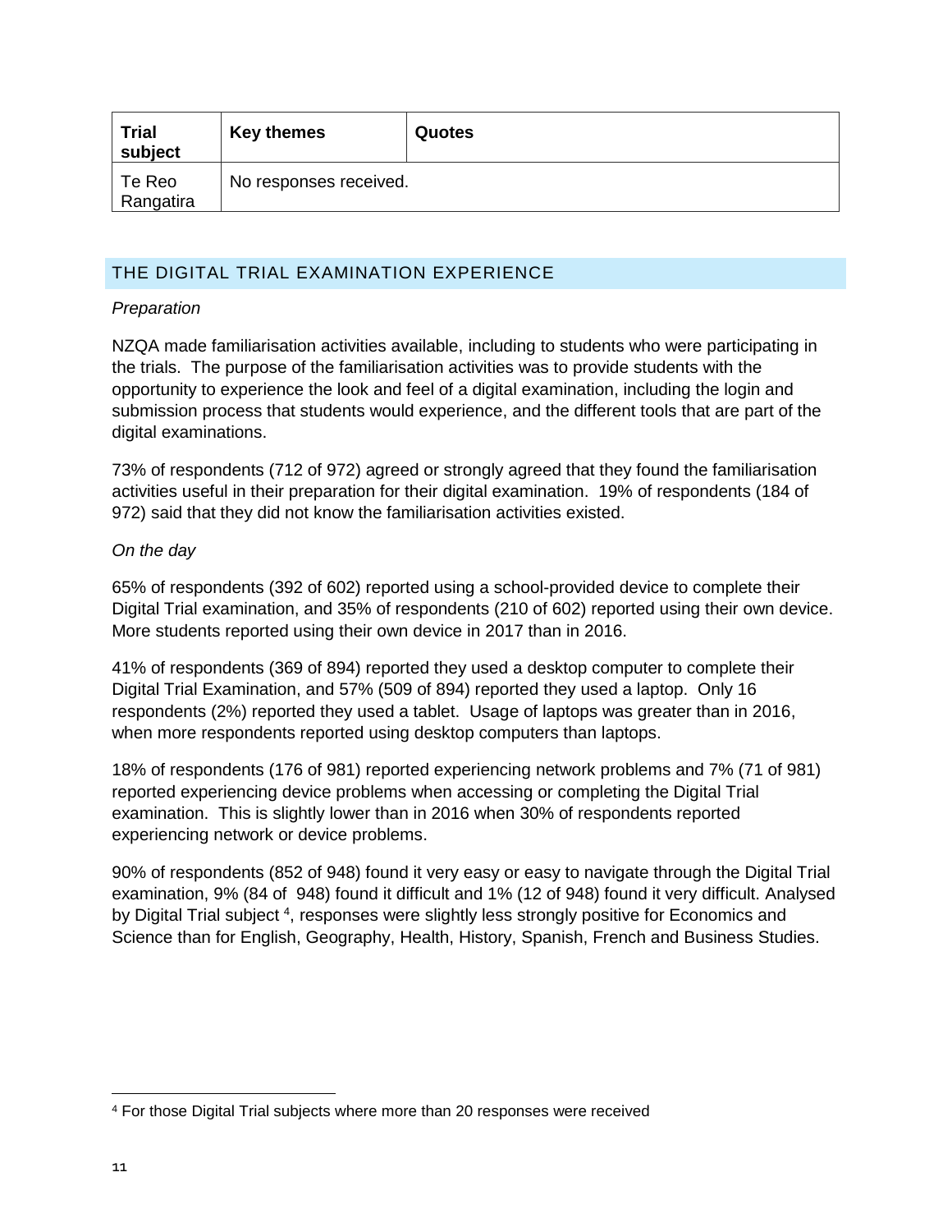| Trial subject | Key themes | Quotes |
|---|---|---|
| Te Reo Rangatira | No responses received. | |

## THE DIGITAL TRIAL EXAMINATION EXPERIENCE

*Preparation*

NZQA made familiarisation activities available, including to students who were participating in the trials. The purpose of the familiarisation activities was to provide students with the opportunity to experience the look and feel of a digital examination, including the login and submission process that students would experience, and the different tools that are part of the digital examinations.

73% of respondents (712 of 972) agreed or strongly agreed that they found the familiarisation activities useful in their preparation for their digital examination. 19% of respondents (184 of 972) said that they did not know the familiarisation activities existed.

*On the day*

65% of respondents (392 of 602) reported using a school-provided device to complete their Digital Trial examination, and 35% of respondents (210 of 602) reported using their own device. More students reported using their own device in 2017 than in 2016.

41% of respondents (369 of 894) reported they used a desktop computer to complete their Digital Trial Examination, and 57% (509 of 894) reported they used a laptop. Only 16 respondents (2%) reported they used a tablet. Usage of laptops was greater than in 2016, when more respondents reported using desktop computers than laptops.

18% of respondents (176 of 981) reported experiencing network problems and 7% (71 of 981) reported experiencing device problems when accessing or completing the Digital Trial examination. This is slightly lower than in 2016 when 30% of respondents reported experiencing network or device problems.

90% of respondents (852 of 948) found it very easy or easy to navigate through the Digital Trial examination, 9% (84 of 948) found it difficult and 1% (12 of 948) found it very difficult. Analysed by Digital Trial subject [4], responses were slightly less strongly positive for Economics and Science than for English, Geography, Health, History, Spanish, French and Business Studies.

[4] For those Digital Trial subjects where more than 20 responses were received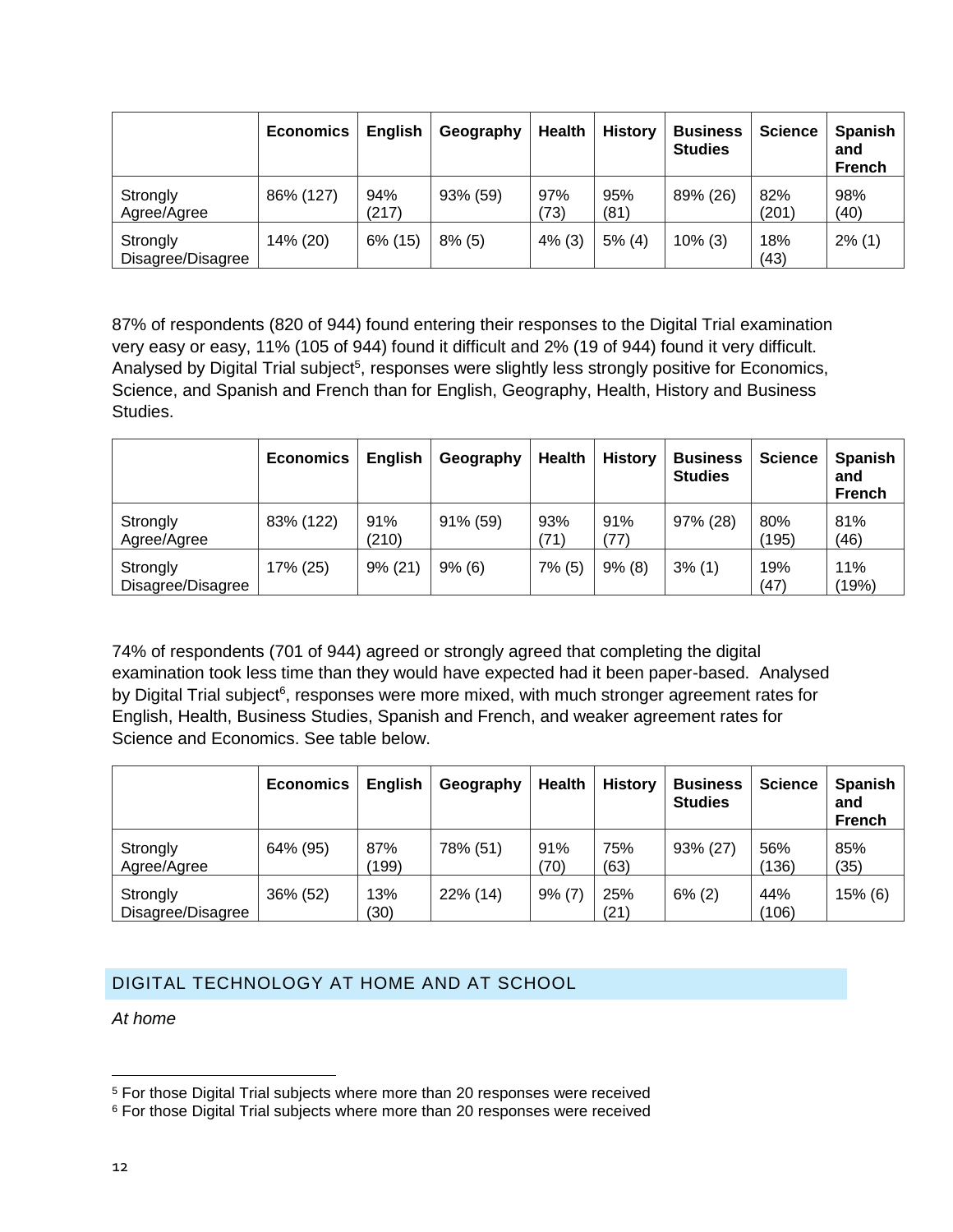| | Economics | English | Geography | Health | History | Business Studies | Science | Spanish and French |
|---|---|---|---|---|---|---|---|---|
| Strongly Agree/Agree | 86% (127) | 94% (217) | 93% (59) | 97% (73) | 95% (81) | 89% (26) | 82% (201) | 98% (40) |
| Strongly Disagree/Disagree | 14% (20) | 6% (15) | 8% (5) | 4% (3) | 5% (4) | 10% (3) | 18% (43) | 2% (1) |

87% of respondents (820 of 944) found entering their responses to the Digital Trial examination very easy or easy, 11% (105 of 944) found it difficult and 2% (19 of 944) found it very difficult. Analysed by Digital Trial subject[5], responses were slightly less strongly positive for Economics, Science, and Spanish and French than for English, Geography, Health, History and Business Studies.

| | Economics | English | Geography | Health | History | Business Studies | Science | Spanish and French |
|---|---|---|---|---|---|---|---|---|
| Strongly Agree/Agree | 83% (122) | 91% (210) | 91% (59) | 93% (71) | 91% (77) | 97% (28) | 80% (195) | 81% (46) |
| Strongly Disagree/Disagree | 17% (25) | 9% (21) | 9% (6) | 7% (5) | 9% (8) | 3% (1) | 19% (47) | 11% (19%) |

74% of respondents (701 of 944) agreed or strongly agreed that completing the digital examination took less time than they would have expected had it been paper-based. Analysed by Digital Trial subject[6], responses were more mixed, with much stronger agreement rates for English, Health, Business Studies, Spanish and French, and weaker agreement rates for Science and Economics. See table below.

| | Economics | English | Geography | Health | History | Business Studies | Science | Spanish and French |
|---|---|---|---|---|---|---|---|---|
| Strongly Agree/Agree | 64% (95) | 87% (199) | 78% (51) | 91% (70) | 75% (63) | 93% (27) | 56% (136) | 85% (35) |
| Strongly Disagree/Disagree | 36% (52) | 13% (30) | 22% (14) | 9% (7) | 25% (21) | 6% (2) | 44% (106) | 15% (6) |

## DIGITAL TECHNOLOGY AT HOME AND AT SCHOOL

*At home*

[5] For those Digital Trial subjects where more than 20 responses were received

[6] For those Digital Trial subjects where more than 20 responses were received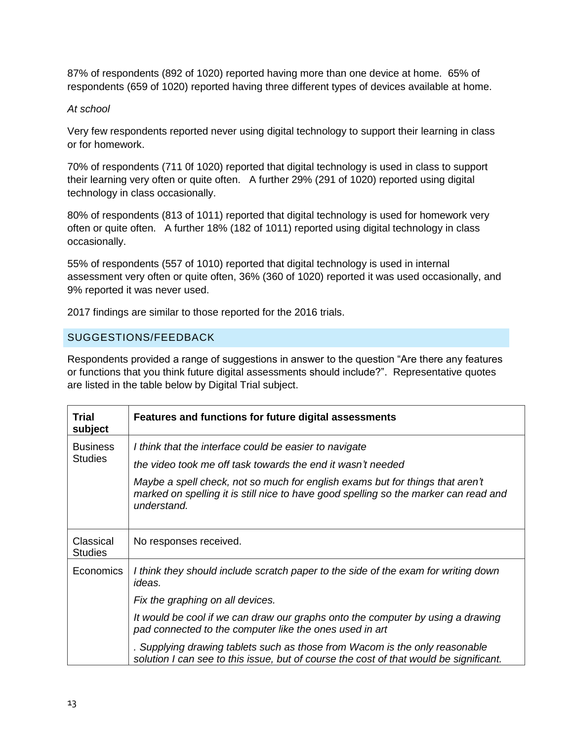87% of respondents (892 of 1020) reported having more than one device at home. 65% of respondents (659 of 1020) reported having three different types of devices available at home.

*At school*

Very few respondents reported never using digital technology to support their learning in class or for homework.

70% of respondents (711 0f 1020) reported that digital technology is used in class to support their learning very often or quite often. A further 29% (291 of 1020) reported using digital technology in class occasionally.

80% of respondents (813 of 1011) reported that digital technology is used for homework very often or quite often. A further 18% (182 of 1011) reported using digital technology in class occasionally.

55% of respondents (557 of 1010) reported that digital technology is used in internal assessment very often or quite often, 36% (360 of 1020) reported it was used occasionally, and 9% reported it was never used.

2017 findings are similar to those reported for the 2016 trials.

## SUGGESTIONS/FEEDBACK

Respondents provided a range of suggestions in answer to the question "Are there any features or functions that you think future digital assessments should include?". Representative quotes are listed in the table below by Digital Trial subject.

| Trial subject | Features and functions for future digital assessments |
|---|---|
| Business Studies | *I think that the interface could be easier to navigate*<br><br>*the video took me off task towards the end it wasn't needed*<br><br>*Maybe a spell check, not so much for english exams but for things that aren't marked on spelling it is still nice to have good spelling so the marker can read and understand.* |
| Classical Studies | No responses received. |
| Economics | *I think they should include scratch paper to the side of the exam for writing down ideas.*<br><br>*Fix the graphing on all devices.*<br><br>*It would be cool if we can draw our graphs onto the computer by using a drawing pad connected to the computer like the ones used in art*<br><br>*. Supplying drawing tablets such as those from Wacom is the only reasonable solution I can see to this issue, but of course the cost of that would be significant.* |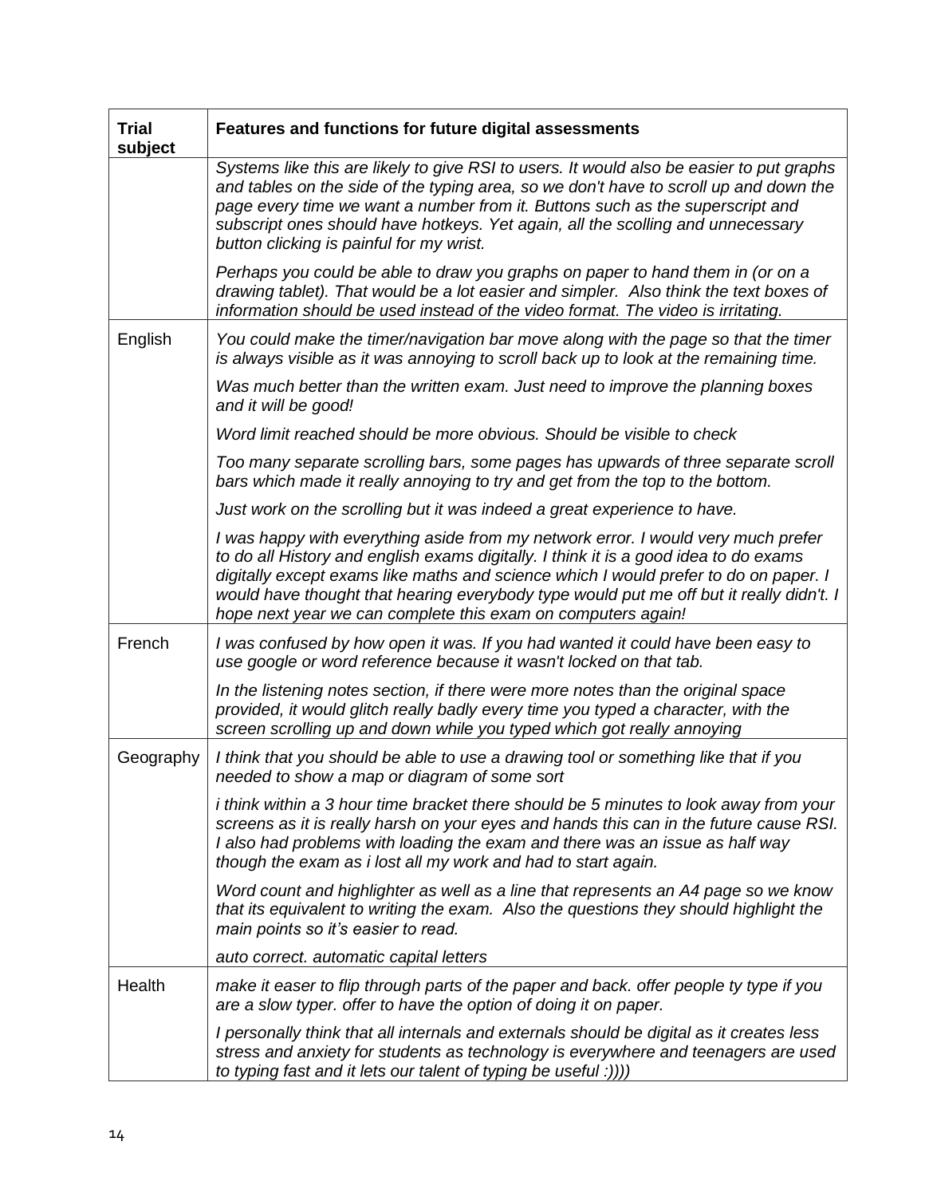| Trial subject | Features and functions for future digital assessments |
| --- | --- |
| | *Systems like this are likely to give RSI to users. It would also be easier to put graphs and tables on the side of the typing area, so we don't have to scroll up and down the page every time we want a number from it. Buttons such as the superscript and subscript ones should have hotkeys. Yet again, all the scolling and unnecessary button clicking is painful for my wrist.* |
| | *Perhaps you could be able to draw you graphs on paper to hand them in (or on a drawing tablet). That would be a lot easier and simpler. Also think the text boxes of information should be used instead of the video format. The video is irritating.* |
| English | *You could make the timer/navigation bar move along with the page so that the timer is always visible as it was annoying to scroll back up to look at the remaining time.* |
| | *Was much better than the written exam. Just need to improve the planning boxes and it will be good!* |
| | *Word limit reached should be more obvious. Should be visible to check* |
| | *Too many separate scrolling bars, some pages has upwards of three separate scroll bars which made it really annoying to try and get from the top to the bottom.* |
| | *Just work on the scrolling but it was indeed a great experience to have.* |
| | *I was happy with everything aside from my network error. I would very much prefer to do all History and english exams digitally. I think it is a good idea to do exams digitally except exams like maths and science which I would prefer to do on paper. I would have thought that hearing everybody type would put me off but it really didn't. I hope next year we can complete this exam on computers again!* |
| French | *I was confused by how open it was. If you had wanted it could have been easy to use google or word reference because it wasn't locked on that tab.* |
| | *In the listening notes section, if there were more notes than the original space provided, it would glitch really badly every time you typed a character, with the screen scrolling up and down while you typed which got really annoying* |
| Geography | *I think that you should be able to use a drawing tool or something like that if you needed to show a map or diagram of some sort* |
| | *i think within a 3 hour time bracket there should be 5 minutes to look away from your screens as it is really harsh on your eyes and hands this can in the future cause RSI. I also had problems with loading the exam and there was an issue as half way though the exam as i lost all my work and had to start again.* |
| | *Word count and highlighter as well as a line that represents an A4 page so we know that its equivalent to writing the exam. Also the questions they should highlight the main points so it's easier to read.* |
| | *auto correct. automatic capital letters* |
| Health | *make it easer to flip through parts of the paper and back. offer people ty type if you are a slow typer. offer to have the option of doing it on paper.* |
| | *I personally think that all internals and externals should be digital as it creates less stress and anxiety for students as technology is everywhere and teenagers are used to typing fast and it lets our talent of typing be useful :))))* |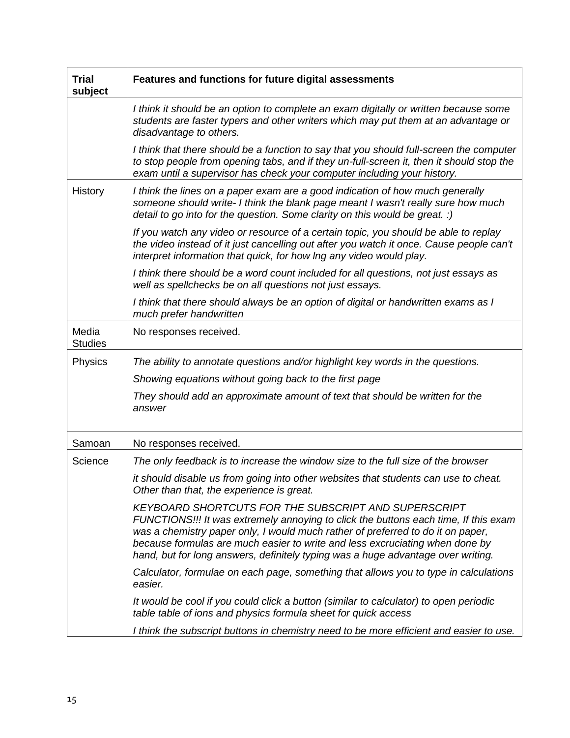| Trial subject | Features and functions for future digital assessments |
|---|---|
| | *I think it should be an option to complete an exam digitally or written because some students are faster typers and other writers which may put them at an advantage or disadvantage to others.* |
| | *I think that there should be a function to say that you should full-screen the computer to stop people from opening tabs, and if they un-full-screen it, then it should stop the exam until a supervisor has check your computer including your history.* |
| History | *I think the lines on a paper exam are a good indication of how much generally someone should write- I think the blank page meant I wasn't really sure how much detail to go into for the question. Some clarity on this would be great. :)* |
| | *If you watch any video or resource of a certain topic, you should be able to replay the video instead of it just cancelling out after you watch it once. Cause people can't interpret information that quick, for how lng any video would play.* |
| | *I think there should be a word count included for all questions, not just essays as well as spellchecks be on all questions not just essays.* |
| | *I think that there should always be an option of digital or handwritten exams as I much prefer handwritten* |
| Media Studies | No responses received. |
| Physics | *The ability to annotate questions and/or highlight key words in the questions.* |
| | *Showing equations without going back to the first page* |
| | *They should add an approximate amount of text that should be written for the answer* |
| Samoan | No responses received. |
| Science | *The only feedback is to increase the window size to the full size of the browser* |
| | *it should disable us from going into other websites that students can use to cheat. Other than that, the experience is great.* |
| | *KEYBOARD SHORTCUTS FOR THE SUBSCRIPT AND SUPERSCRIPT FUNCTIONS!!! It was extremely annoying to click the buttons each time, If this exam was a chemistry paper only, I would much rather of preferred to do it on paper, because formulas are much easier to write and less excruciating when done by hand, but for long answers, definitely typing was a huge advantage over writing.* |
| | *Calculator, formulae on each page, something that allows you to type in calculations easier.* |
| | *It would be cool if you could click a button (similar to calculator) to open periodic table table of ions and physics formula sheet for quick access* |
| | *I think the subscript buttons in chemistry need to be more efficient and easier to use.* |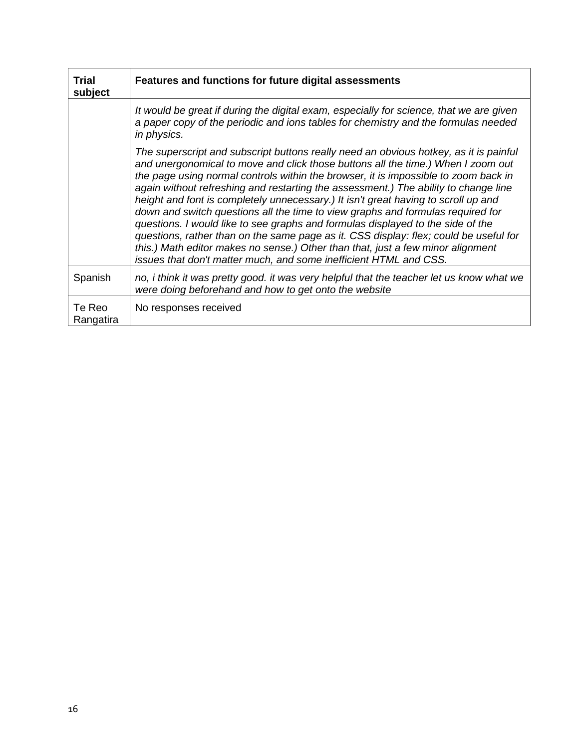| Trial subject | Features and functions for future digital assessments |
|---|---|
| | *It would be great if during the digital exam, especially for science, that we are given a paper copy of the periodic and ions tables for chemistry and the formulas needed in physics.*<br><br>*The superscript and subscript buttons really need an obvious hotkey, as it is painful and unergonomical to move and click those buttons all the time.) When I zoom out the page using normal controls within the browser, it is impossible to zoom back in again without refreshing and restarting the assessment.) The ability to change line height and font is completely unnecessary.) It isn't great having to scroll up and down and switch questions all the time to view graphs and formulas required for questions. I would like to see graphs and formulas displayed to the side of the questions, rather than on the same page as it. CSS display: flex; could be useful for this.) Math editor makes no sense.) Other than that, just a few minor alignment issues that don't matter much, and some inefficient HTML and CSS.* |
| Spanish | *no, i think it was pretty good. it was very helpful that the teacher let us know what we were doing beforehand and how to get onto the website* |
| Te Reo Rangatira | No responses received |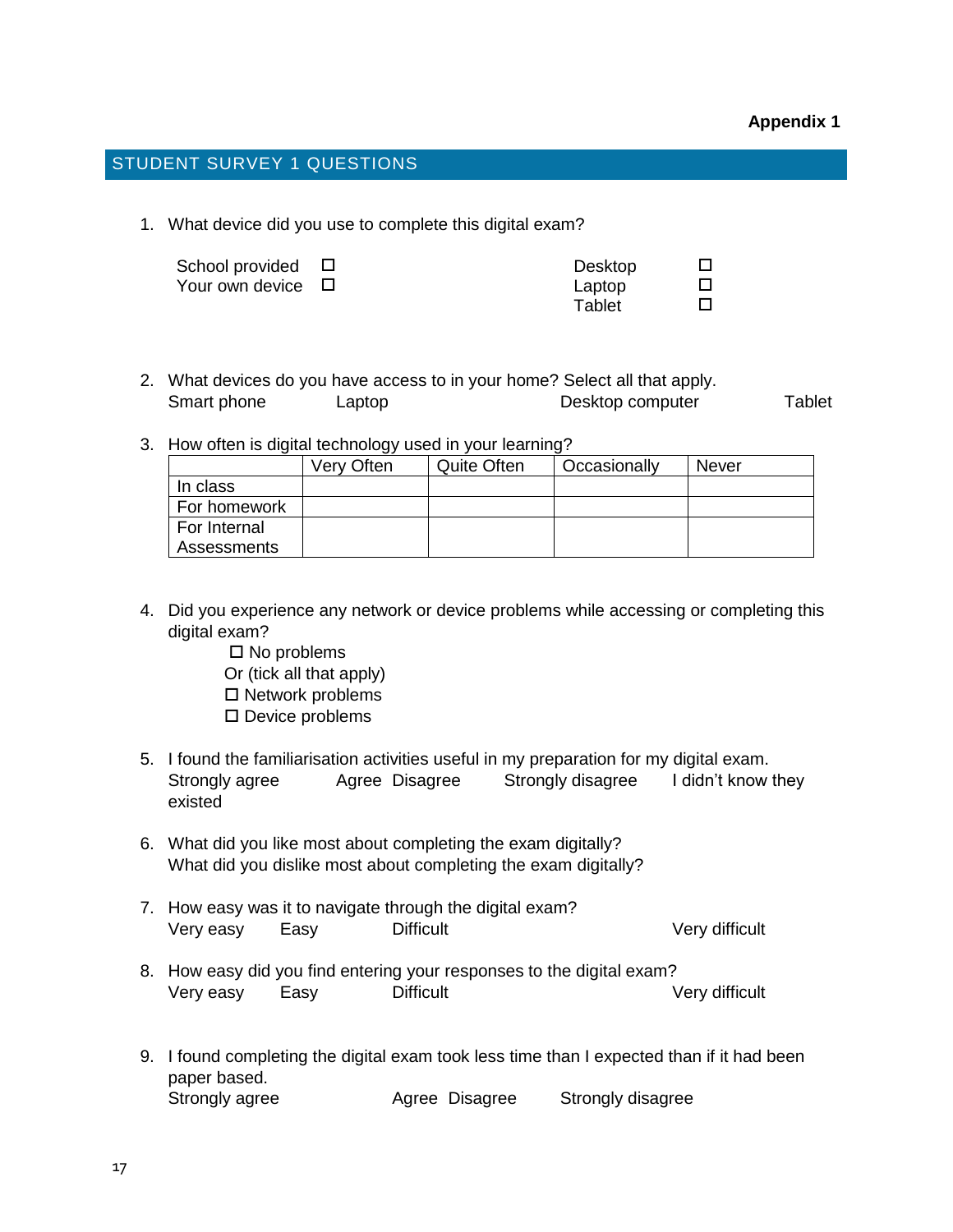**Appendix 1**

## STUDENT SURVEY 1 QUESTIONS

1. What device did you use to complete this digital exam?

   School provided ☐
   Your own device ☐

   Desktop ☐
   Laptop ☐
   Tablet ☐

2. What devices do you have access to in your home? Select all that apply.
   Smart phone  Laptop  Desktop computer  Tablet

3. How often is digital technology used in your learning?

| | Very Often | Quite Often | Occasionally | Never |
|---|---|---|---|---|
| In class | | | | |
| For homework | | | | |
| For Internal Assessments | | | | |

4. Did you experience any network or device problems while accessing or completing this digital exam?

   ☐ No problems
   Or (tick all that apply)
   ☐ Network problems
   ☐ Device problems

5. I found the familiarisation activities useful in my preparation for my digital exam.
   Strongly agree  Agree  Disagree  Strongly disagree  I didn't know they existed

6. What did you like most about completing the exam digitally?
   What did you dislike most about completing the exam digitally?

7. How easy was it to navigate through the digital exam?
   Very easy  Easy  Difficult  Very difficult

8. How easy did you find entering your responses to the digital exam?
   Very easy  Easy  Difficult  Very difficult

9. I found completing the digital exam took less time than I expected than if it had been paper based.
   Strongly agree  Agree  Disagree  Strongly disagree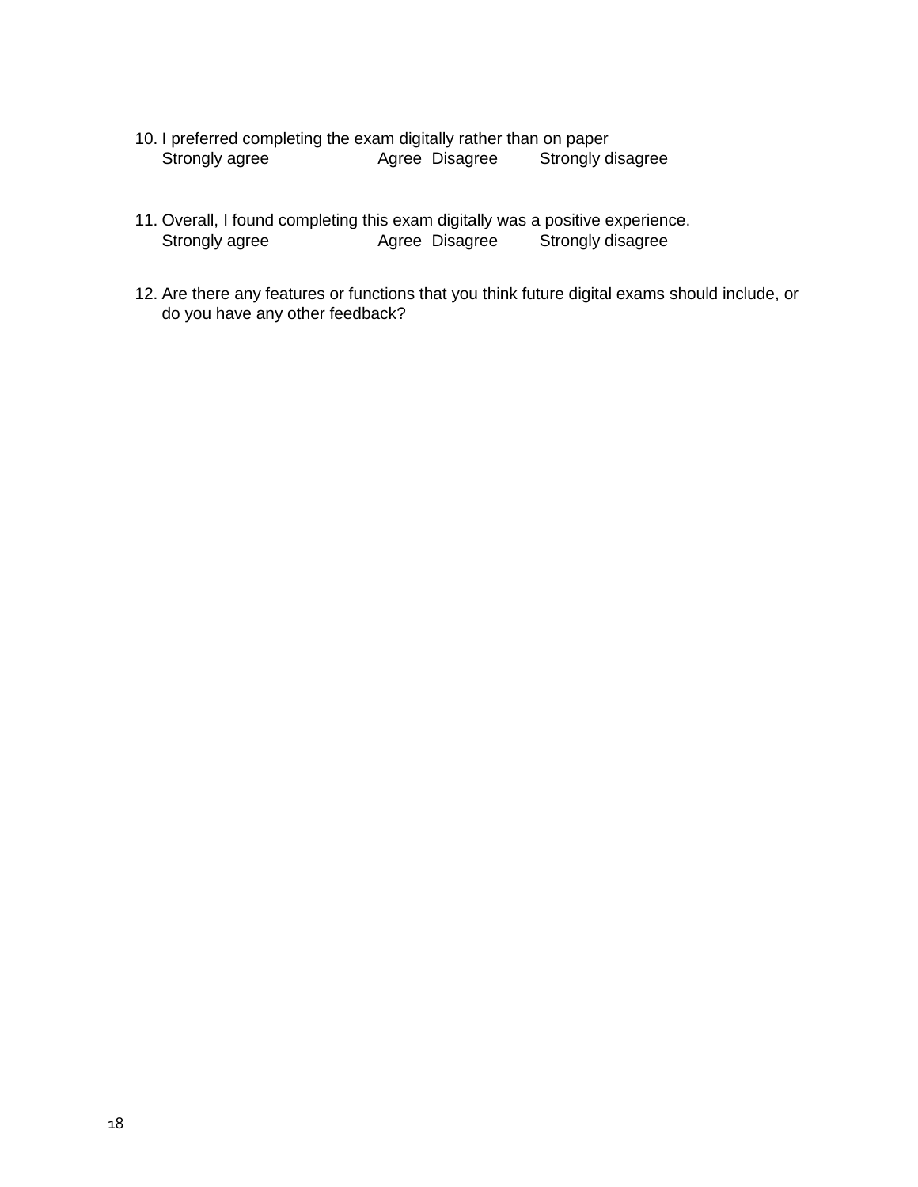10. I preferred completing the exam digitally rather than on paper
    Strongly agree Agree Disagree Strongly disagree

11. Overall, I found completing this exam digitally was a positive experience.
    Strongly agree Agree Disagree Strongly disagree

12. Are there any features or functions that you think future digital exams should include, or do you have any other feedback?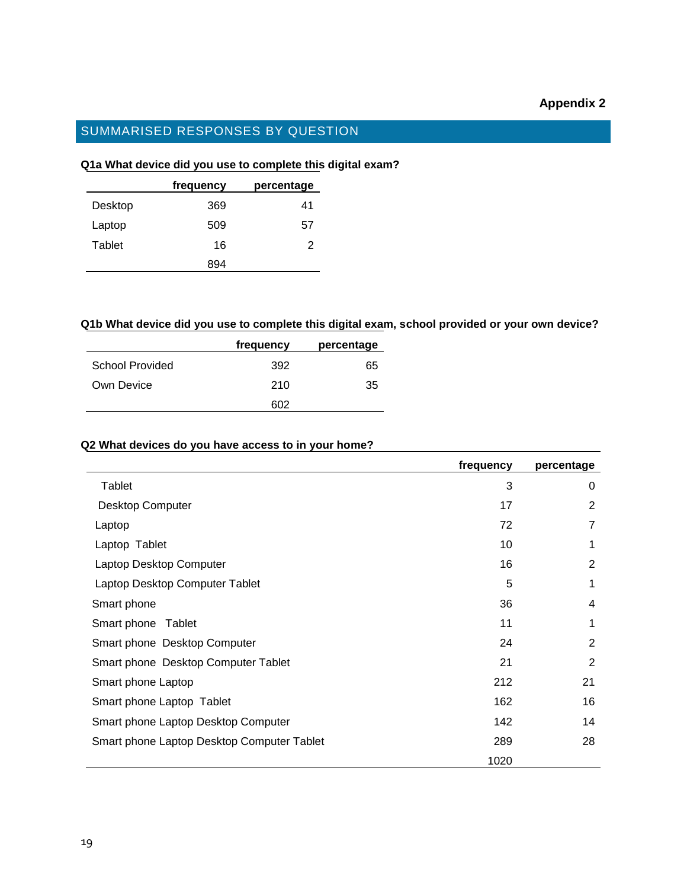**Appendix 2**

## SUMMARISED RESPONSES BY QUESTION

**Q1a What device did you use to complete this digital exam?**

| | frequency | percentage |
|---|---|---|
| Desktop | 369 | 41 |
| Laptop | 509 | 57 |
| Tablet | 16 | 2 |
| | 894 | |

**Q1b What device did you use to complete this digital exam, school provided or your own device?**

| | frequency | percentage |
|---|---|---|
| School Provided | 392 | 65 |
| Own Device | 210 | 35 |
| | 602 | |

**Q2 What devices do you have access to in your home?**

| | frequency | percentage |
|---|---|---|
| Tablet | 3 | 0 |
| Desktop Computer | 17 | 2 |
| Laptop | 72 | 7 |
| Laptop Tablet | 10 | 1 |
| Laptop Desktop Computer | 16 | 2 |
| Laptop Desktop Computer Tablet | 5 | 1 |
| Smart phone | 36 | 4 |
| Smart phone Tablet | 11 | 1 |
| Smart phone Desktop Computer | 24 | 2 |
| Smart phone Desktop Computer Tablet | 21 | 2 |
| Smart phone Laptop | 212 | 21 |
| Smart phone Laptop Tablet | 162 | 16 |
| Smart phone Laptop Desktop Computer | 142 | 14 |
| Smart phone Laptop Desktop Computer Tablet | 289 | 28 |
| | 1020 | |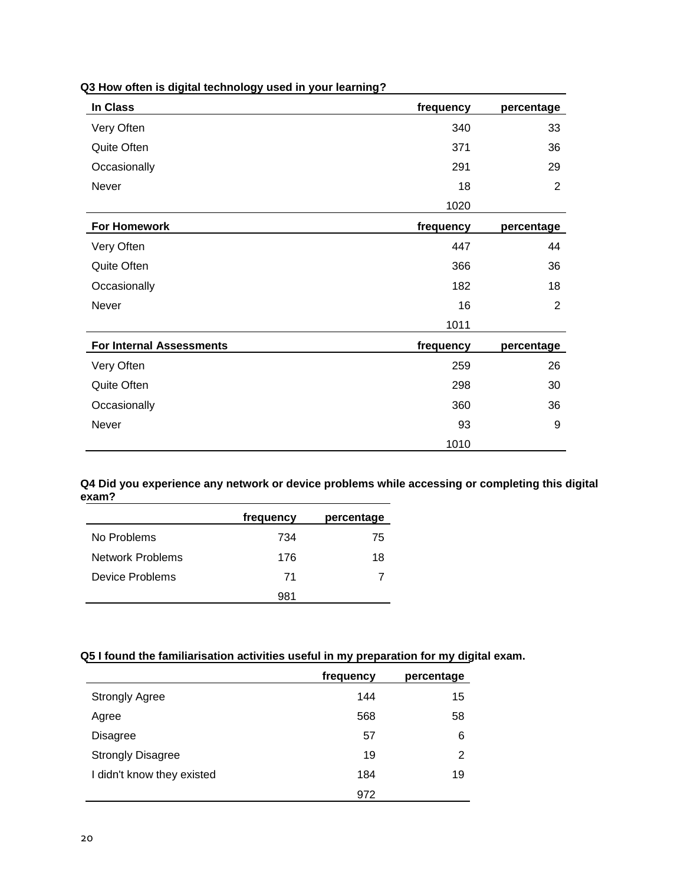**Q3 How often is digital technology used in your learning?**

| In Class | frequency | percentage |
|---|---|---|
| Very Often | 340 | 33 |
| Quite Often | 371 | 36 |
| Occasionally | 291 | 29 |
| Never | 18 | 2 |
| | 1020 | |
| **For Homework** | **frequency** | **percentage** |
| Very Often | 447 | 44 |
| Quite Often | 366 | 36 |
| Occasionally | 182 | 18 |
| Never | 16 | 2 |
| | 1011 | |
| **For Internal Assessments** | **frequency** | **percentage** |
| Very Often | 259 | 26 |
| Quite Often | 298 | 30 |
| Occasionally | 360 | 36 |
| Never | 93 | 9 |
| | 1010 | |

**Q4 Did you experience any network or device problems while accessing or completing this digital exam?**

| | frequency | percentage |
|---|---|---|
| No Problems | 734 | 75 |
| Network Problems | 176 | 18 |
| Device Problems | 71 | 7 |
| | 981 | |

**Q5 I found the familiarisation activities useful in my preparation for my digital exam.**

| | frequency | percentage |
|---|---|---|
| Strongly Agree | 144 | 15 |
| Agree | 568 | 58 |
| Disagree | 57 | 6 |
| Strongly Disagree | 19 | 2 |
| I didn't know they existed | 184 | 19 |
| | 972 | |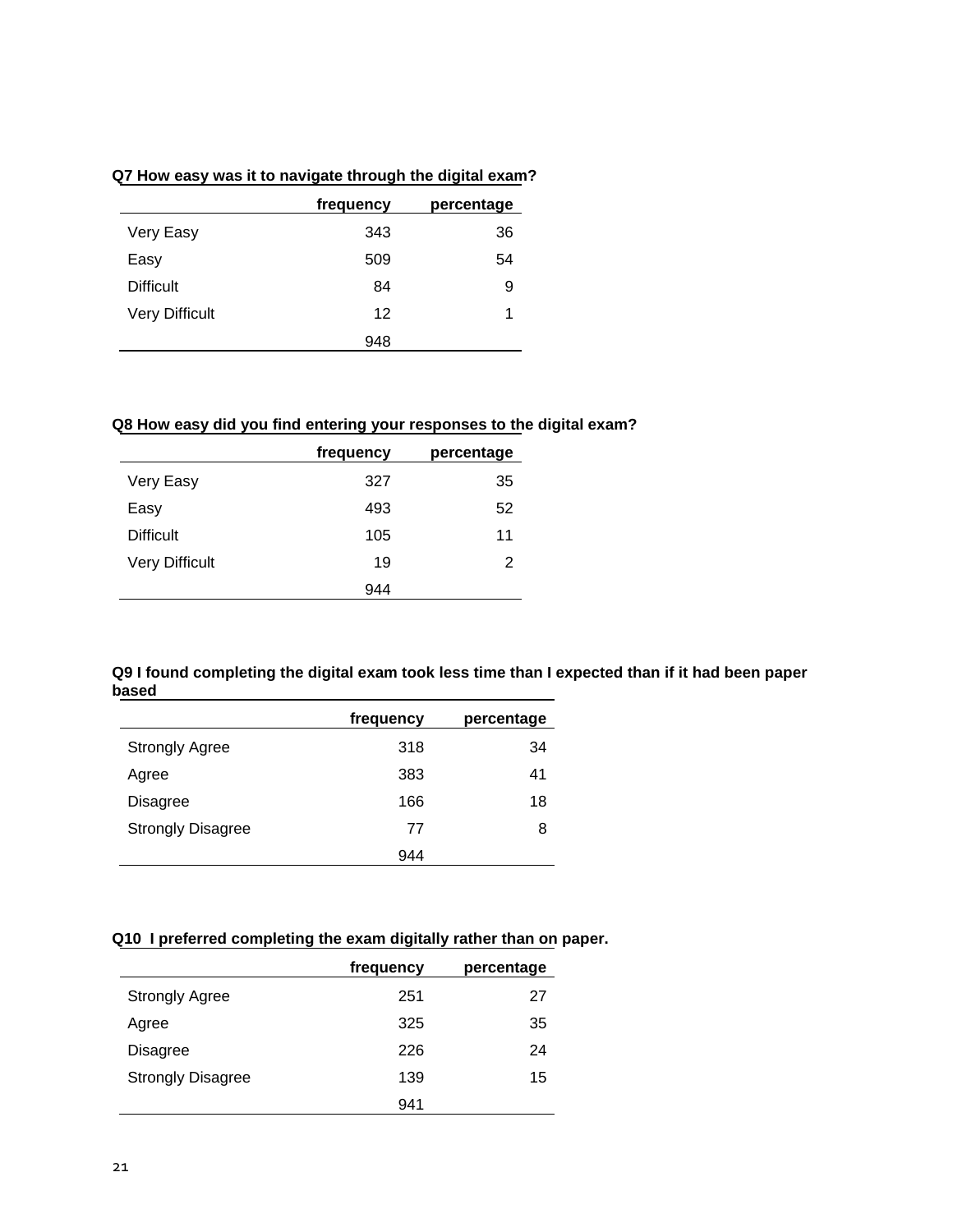**Q7 How easy was it to navigate through the digital exam?**

| | frequency | percentage |
|---|---|---|
| Very Easy | 343 | 36 |
| Easy | 509 | 54 |
| Difficult | 84 | 9 |
| Very Difficult | 12 | 1 |
| | 948 | |

**Q8 How easy did you find entering your responses to the digital exam?**

| | frequency | percentage |
|---|---|---|
| Very Easy | 327 | 35 |
| Easy | 493 | 52 |
| Difficult | 105 | 11 |
| Very Difficult | 19 | 2 |
| | 944 | |

**Q9 I found completing the digital exam took less time than I expected than if it had been paper based**

| | frequency | percentage |
|---|---|---|
| Strongly Agree | 318 | 34 |
| Agree | 383 | 41 |
| Disagree | 166 | 18 |
| Strongly Disagree | 77 | 8 |
| | 944 | |

**Q10 I preferred completing the exam digitally rather than on paper.**

| | frequency | percentage |
|---|---|---|
| Strongly Agree | 251 | 27 |
| Agree | 325 | 35 |
| Disagree | 226 | 24 |
| Strongly Disagree | 139 | 15 |
| | 941 | |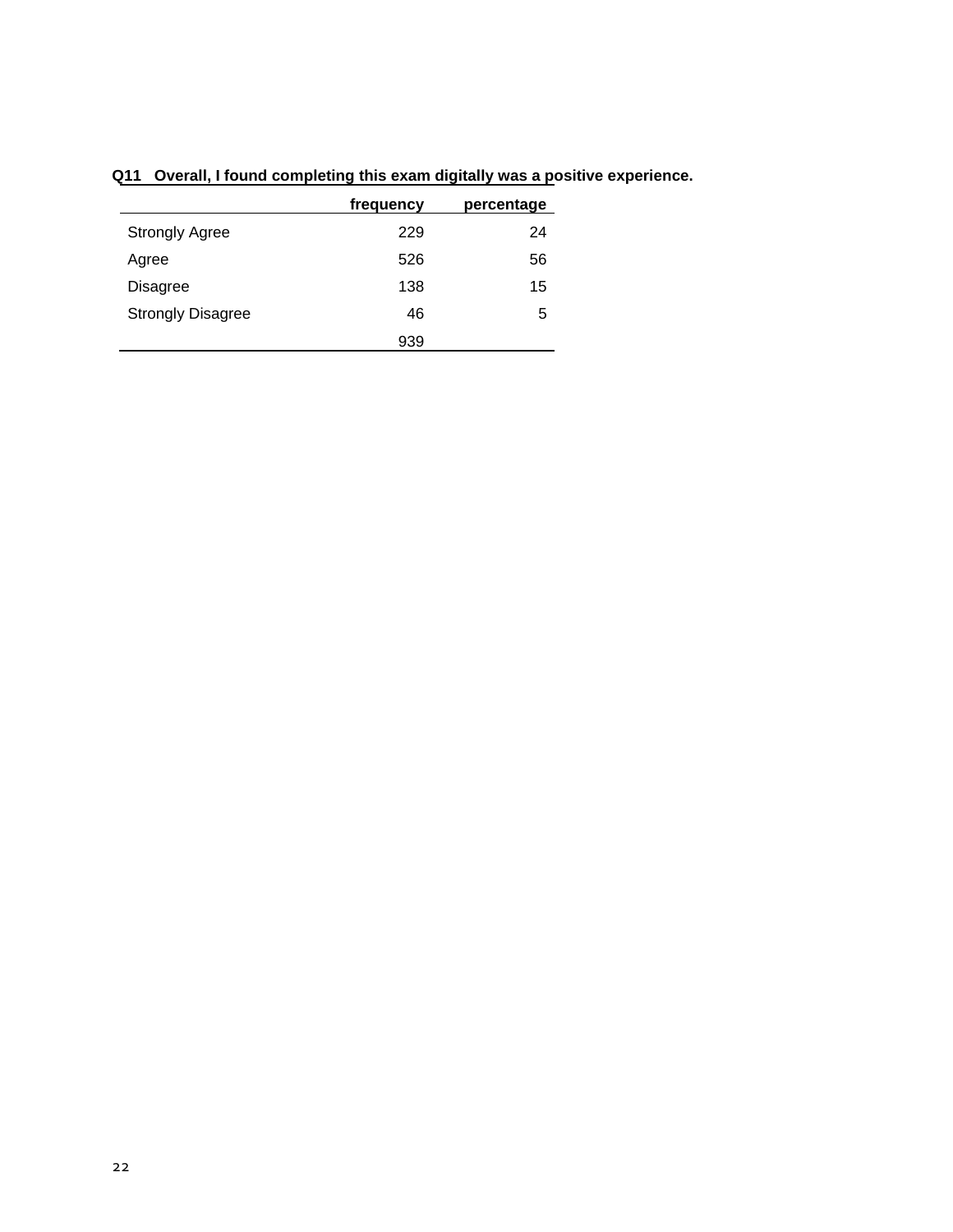**Q11 Overall, I found completing this exam digitally was a positive experience.**

| | frequency | percentage |
|---|---|---|
| Strongly Agree | 229 | 24 |
| Agree | 526 | 56 |
| Disagree | 138 | 15 |
| Strongly Disagree | 46 | 5 |
| | 939 | |